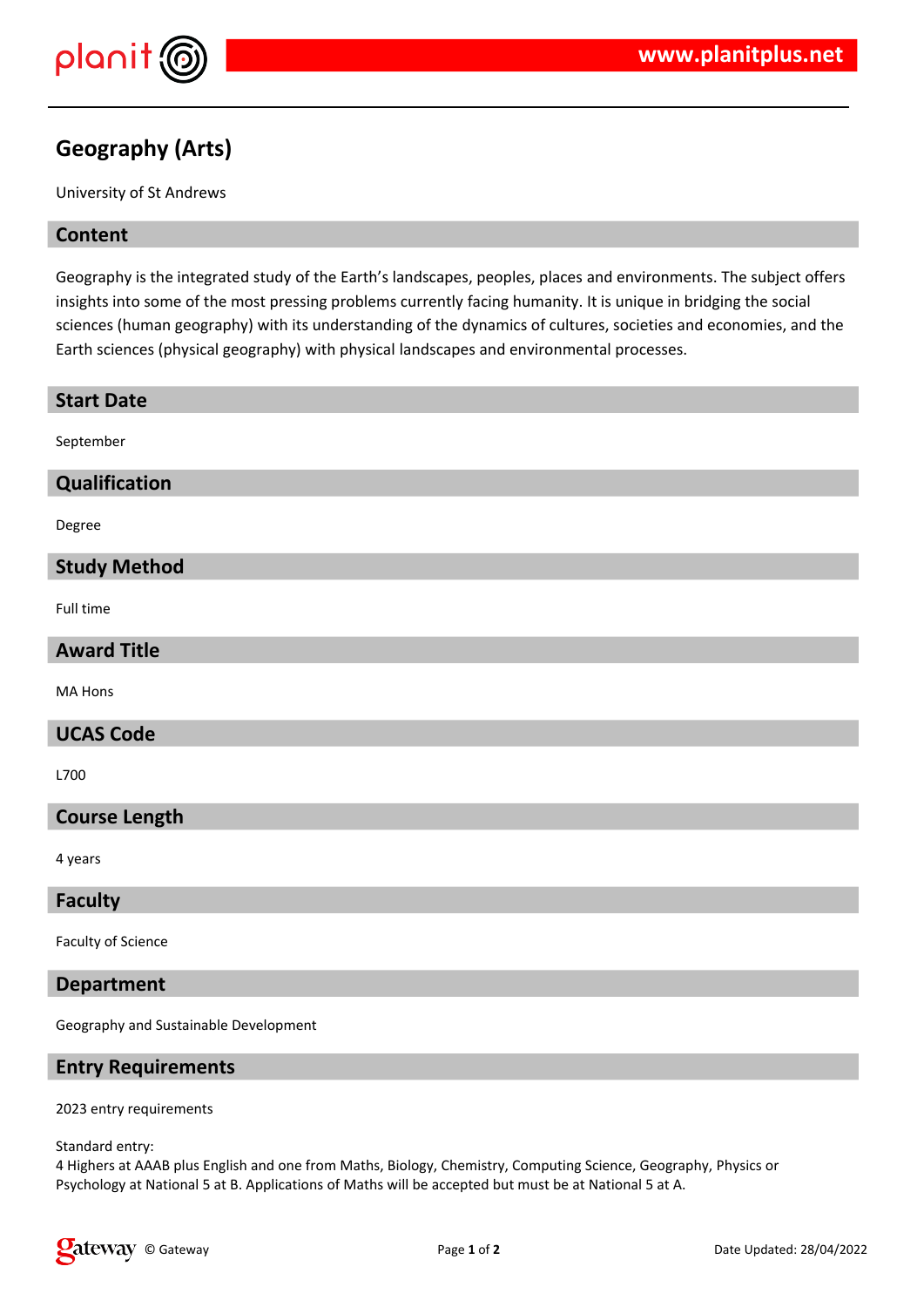# Geography (Arts)

University of St Andrews

## Content

Geography is the integrated study of the Earth's landscapes, peoples, places and environments. The subject offers insights into some of the most pressing problems currently facing humanity. It is unique in bridging the social sciences (human geography) with its understanding of the dynamics of cultures, societies and economies, and the Earth sciences (physical geography) with physical landscapes and environmental processes.

## Start Date

September

## Qualification

Degree

## Study Method

Full time

## Award Title

MA Hons

## UCAS Code

L700

## Course Length

4 years

## Faculty

Faculty of Science

## Department

Geography and Sustainable Development

## Entry Requirements

2023 entry requirements

Standard entry:
4 Highers at AAAB plus English and one from Maths, Biology, Chemistry, Computing Science, Geography, Physics or Psychology at National 5 at B. Applications of Maths will be accepted but must be at National 5 at A.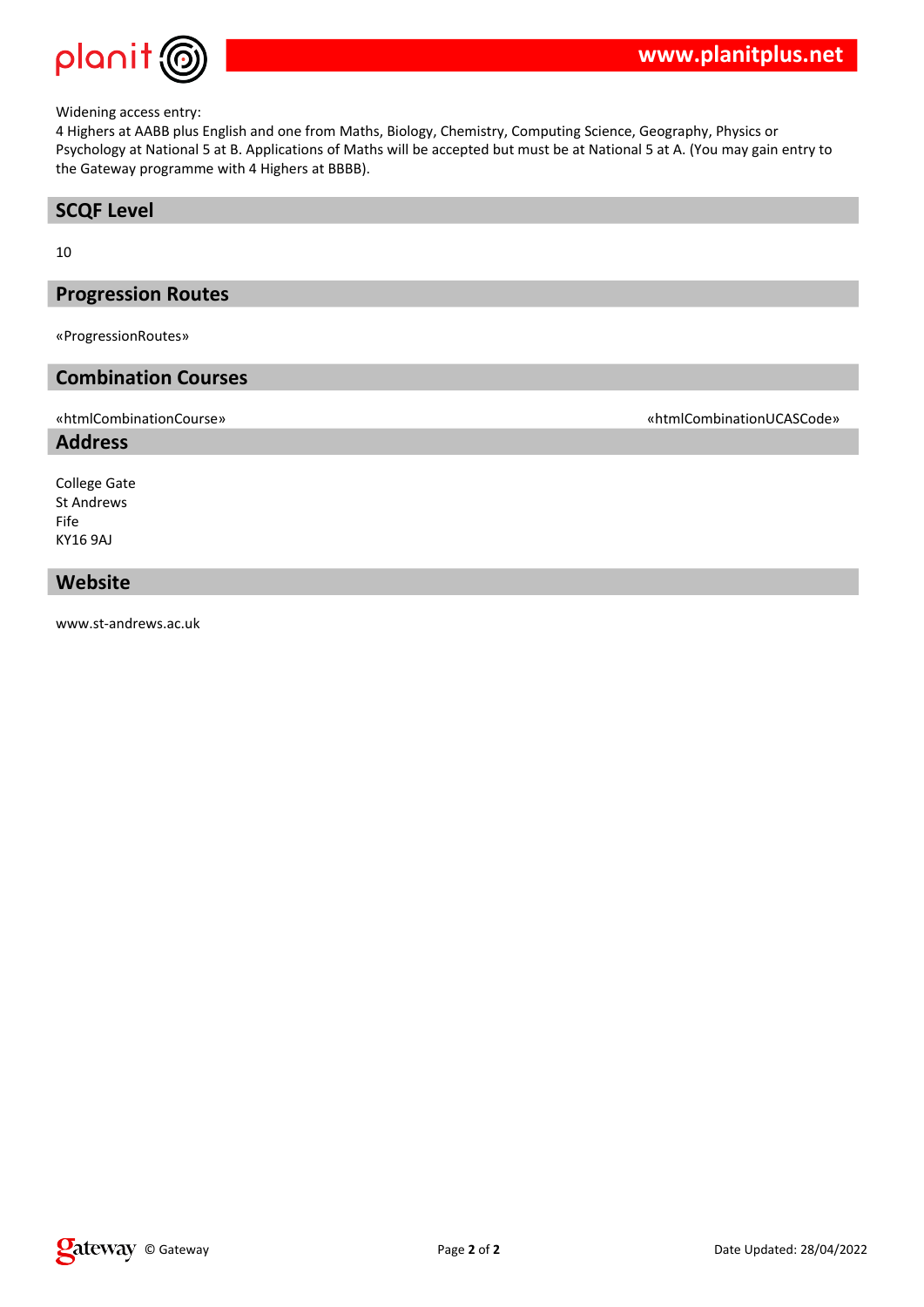Widening access entry:
4 Highers at AABB plus English and one from Maths, Biology, Chemistry, Computing Science, Geography, Physics or Psychology at National 5 at B. Applications of Maths will be accepted but must be at National 5 at A. (You may gain entry to the Gateway programme with 4 Highers at BBBB).

## SCQF Level

10

## Progression Routes

«ProgressionRoutes»

## Combination Courses

«htmlCombinationCourse» «htmlCombinationUCASCode»

## Address

College Gate
St Andrews
Fife
KY16 9AJ

## Website

www.st-andrews.ac.uk